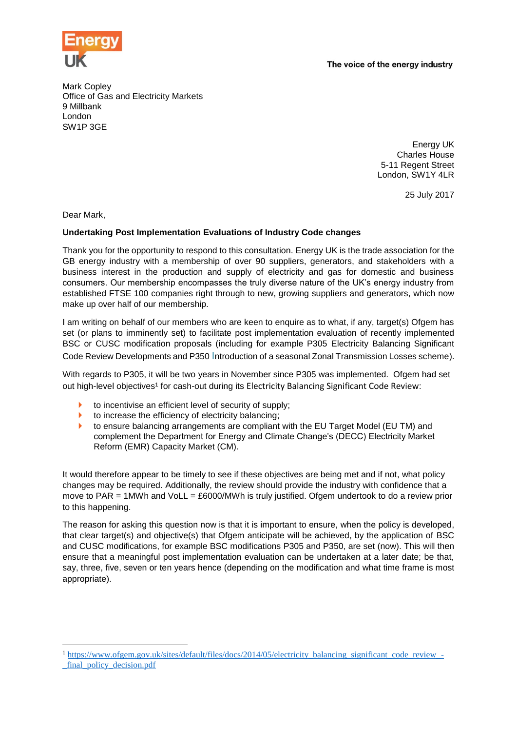Energy UK

The voice of the energy industry

Mark Copley
Office of Gas and Electricity Markets
9 Millbank
London
SW1P 3GE

Energy UK
Charles House
5-11 Regent Street
London, SW1Y 4LR

25 July 2017

Dear Mark,

**Undertaking Post Implementation Evaluations of Industry Code changes**

Thank you for the opportunity to respond to this consultation. Energy UK is the trade association for the GB energy industry with a membership of over 90 suppliers, generators, and stakeholders with a business interest in the production and supply of electricity and gas for domestic and business consumers. Our membership encompasses the truly diverse nature of the UK's energy industry from established FTSE 100 companies right through to new, growing suppliers and generators, which now make up over half of our membership.

I am writing on behalf of our members who are keen to enquire as to what, if any, target(s) Ofgem has set (or plans to imminently set) to facilitate post implementation evaluation of recently implemented BSC or CUSC modification proposals (including for example P305 Electricity Balancing Significant Code Review Developments and P350 Introduction of a seasonal Zonal Transmission Losses scheme).

With regards to P305, it will be two years in November since P305 was implemented. Ofgem had set out high-level objectives[1] for cash-out during its Electricity Balancing Significant Code Review:

- to incentivise an efficient level of security of supply;
- to increase the efficiency of electricity balancing;
- to ensure balancing arrangements are compliant with the EU Target Model (EU TM) and complement the Department for Energy and Climate Change's (DECC) Electricity Market Reform (EMR) Capacity Market (CM).

It would therefore appear to be timely to see if these objectives are being met and if not, what policy changes may be required. Additionally, the review should provide the industry with confidence that a move to PAR = 1MWh and VoLL = £6000/MWh is truly justified. Ofgem undertook to do a review prior to this happening.

The reason for asking this question now is that it is important to ensure, when the policy is developed, that clear target(s) and objective(s) that Ofgem anticipate will be achieved, by the application of BSC and CUSC modifications, for example BSC modifications P305 and P350, are set (now). This will then ensure that a meaningful post implementation evaluation can be undertaken at a later date; be that, say, three, five, seven or ten years hence (depending on the modification and what time frame is most appropriate).

---

[1] https://www.ofgem.gov.uk/sites/default/files/docs/2014/05/electricity_balancing_significant_code_review_-_final_policy_decision.pdf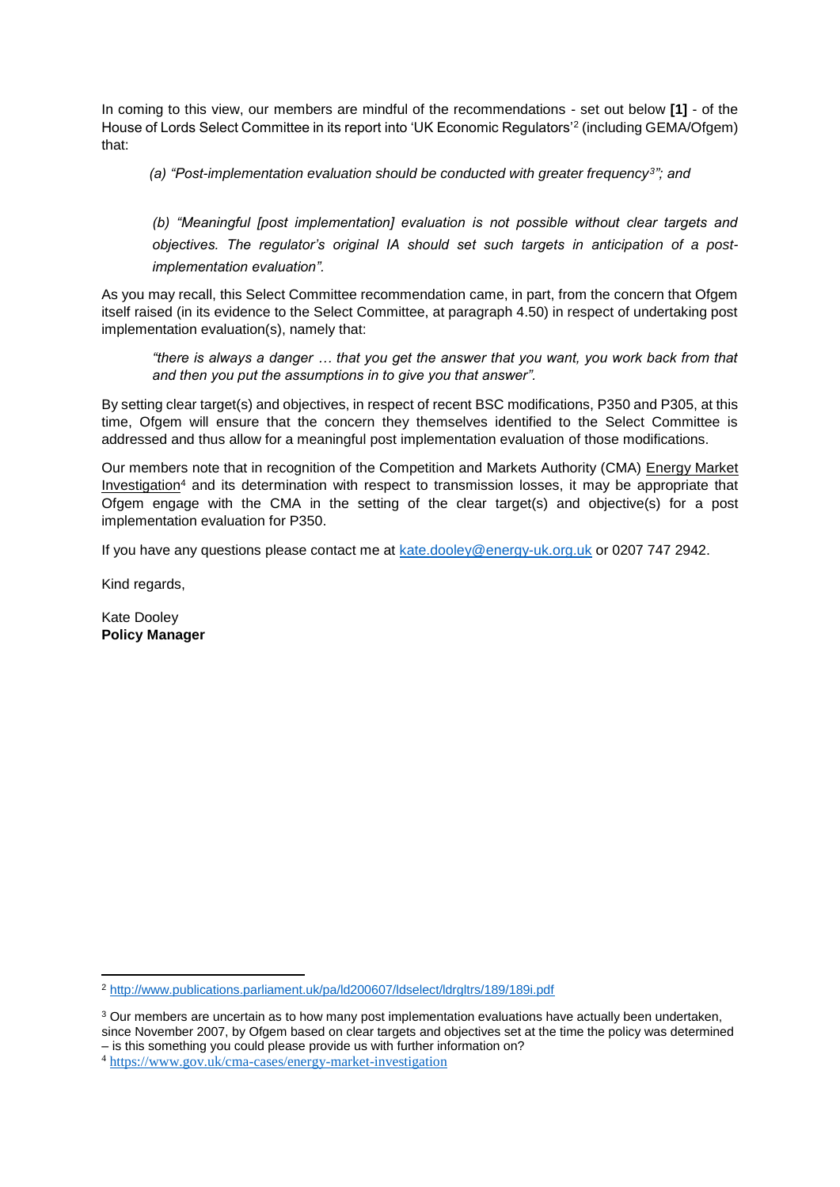In coming to this view, our members are mindful of the recommendations - set out below **[1]** - of the House of Lords Select Committee in its report into 'UK Economic Regulators'[2] (including GEMA/Ofgem) that:

> *(a) "Post-implementation evaluation should be conducted with greater frequency[3]"; and*

> *(b) "Meaningful [post implementation] evaluation is not possible without clear targets and objectives. The regulator's original IA should set such targets in anticipation of a post-implementation evaluation".*

As you may recall, this Select Committee recommendation came, in part, from the concern that Ofgem itself raised (in its evidence to the Select Committee, at paragraph 4.50) in respect of undertaking post implementation evaluation(s), namely that:

> *"there is always a danger … that you get the answer that you want, you work back from that and then you put the assumptions in to give you that answer".*

By setting clear target(s) and objectives, in respect of recent BSC modifications, P350 and P305, at this time, Ofgem will ensure that the concern they themselves identified to the Select Committee is addressed and thus allow for a meaningful post implementation evaluation of those modifications.

Our members note that in recognition of the Competition and Markets Authority (CMA) Energy Market Investigation[4] and its determination with respect to transmission losses, it may be appropriate that Ofgem engage with the CMA in the setting of the clear target(s) and objective(s) for a post implementation evaluation for P350.

If you have any questions please contact me at kate.dooley@energy-uk.org.uk or 0207 747 2942.

Kind regards,

Kate Dooley
**Policy Manager**

---

[2] http://www.publications.parliament.uk/pa/ld200607/ldselect/ldrgltrs/189/189i.pdf

[3] Our members are uncertain as to how many post implementation evaluations have actually been undertaken, since November 2007, by Ofgem based on clear targets and objectives set at the time the policy was determined – is this something you could please provide us with further information on?

[4] https://www.gov.uk/cma-cases/energy-market-investigation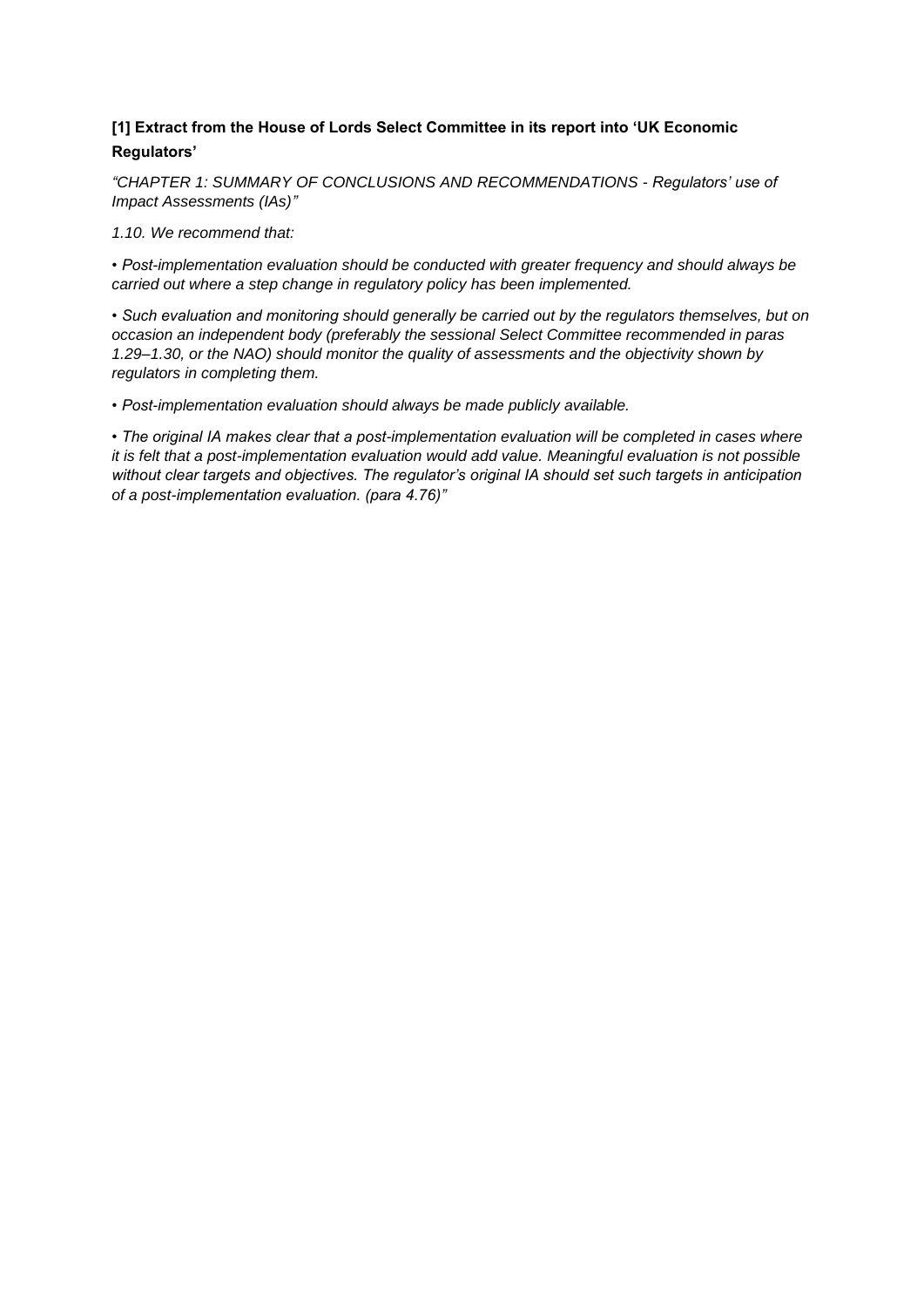**[1] Extract from the House of Lords Select Committee in its report into ‘UK Economic Regulators’**

*“CHAPTER 1: SUMMARY OF CONCLUSIONS AND RECOMMENDATIONS - Regulators’ use of Impact Assessments (IAs)”*

*1.10. We recommend that:*

- *Post-implementation evaluation should be conducted with greater frequency and should always be carried out where a step change in regulatory policy has been implemented.*
- *Such evaluation and monitoring should generally be carried out by the regulators themselves, but on occasion an independent body (preferably the sessional Select Committee recommended in paras 1.29–1.30, or the NAO) should monitor the quality of assessments and the objectivity shown by regulators in completing them.*
- *Post-implementation evaluation should always be made publicly available.*
- *The original IA makes clear that a post-implementation evaluation will be completed in cases where it is felt that a post-implementation evaluation would add value. Meaningful evaluation is not possible without clear targets and objectives. The regulator’s original IA should set such targets in anticipation of a post-implementation evaluation. (para 4.76)”*